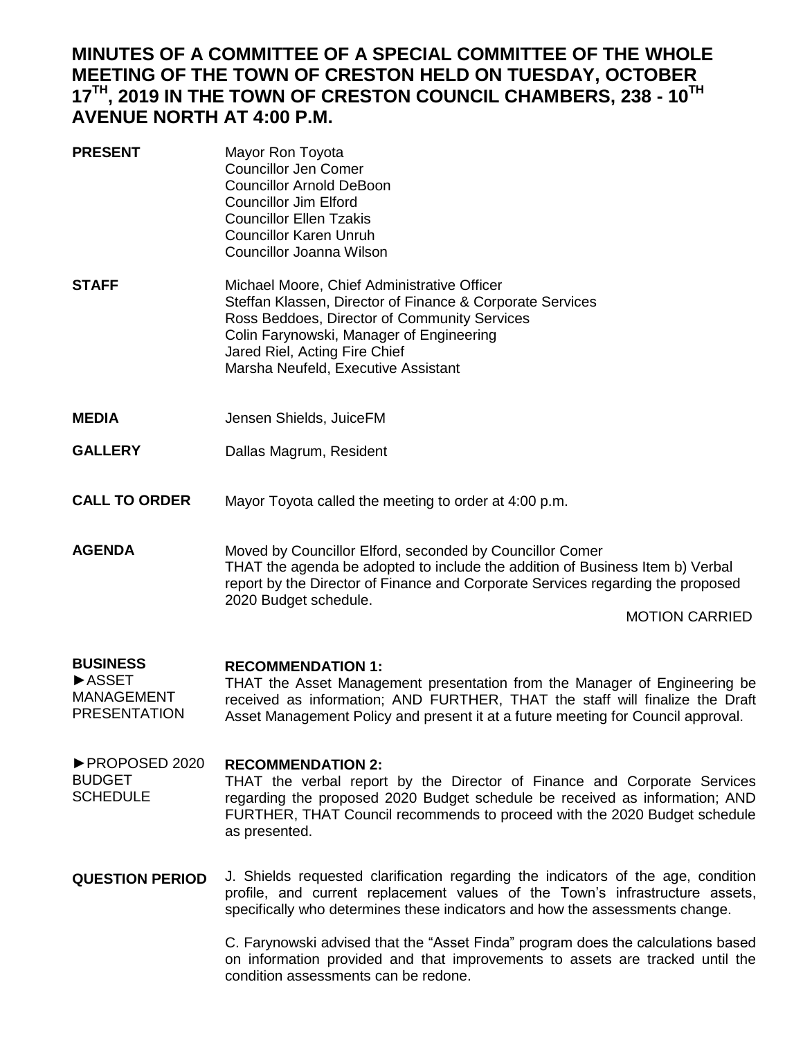# MINUTES OF A COMMITTEE OF A SPECIAL COMMITTEE OF THE WHOLE MEETING OF THE TOWN OF CRESTON HELD ON TUESDAY, OCTOBER 17TH, 2019 IN THE TOWN OF CRESTON COUNCIL CHAMBERS, 238 - 10TH AVENUE NORTH AT 4:00 P.M.

**PRESENT**

Mayor Ron Toyota
Councillor Jen Comer
Councillor Arnold DeBoon
Councillor Jim Elford
Councillor Ellen Tzakis
Councillor Karen Unruh
Councillor Joanna Wilson

**STAFF**

Michael Moore, Chief Administrative Officer
Steffan Klassen, Director of Finance & Corporate Services
Ross Beddoes, Director of Community Services
Colin Farynowski, Manager of Engineering
Jared Riel, Acting Fire Chief
Marsha Neufeld, Executive Assistant

**MEDIA**

Jensen Shields, JuiceFM

**GALLERY**

Dallas Magrum, Resident

**CALL TO ORDER**

Mayor Toyota called the meeting to order at 4:00 p.m.

**AGENDA**

Moved by Councillor Elford, seconded by Councillor Comer
THAT the agenda be adopted to include the addition of Business Item b) Verbal report by the Director of Finance and Corporate Services regarding the proposed 2020 Budget schedule.

MOTION CARRIED

**BUSINESS**

►ASSET MANAGEMENT PRESENTATION

**RECOMMENDATION 1:**
THAT the Asset Management presentation from the Manager of Engineering be received as information; AND FURTHER, THAT the staff will finalize the Draft Asset Management Policy and present it at a future meeting for Council approval.

►PROPOSED 2020 BUDGET SCHEDULE

**RECOMMENDATION 2:**
THAT the verbal report by the Director of Finance and Corporate Services regarding the proposed 2020 Budget schedule be received as information; AND FURTHER, THAT Council recommends to proceed with the 2020 Budget schedule as presented.

**QUESTION PERIOD**

J. Shields requested clarification regarding the indicators of the age, condition profile, and current replacement values of the Town's infrastructure assets, specifically who determines these indicators and how the assessments change.

C. Farynowski advised that the "Asset Finda" program does the calculations based on information provided and that improvements to assets are tracked until the condition assessments can be redone.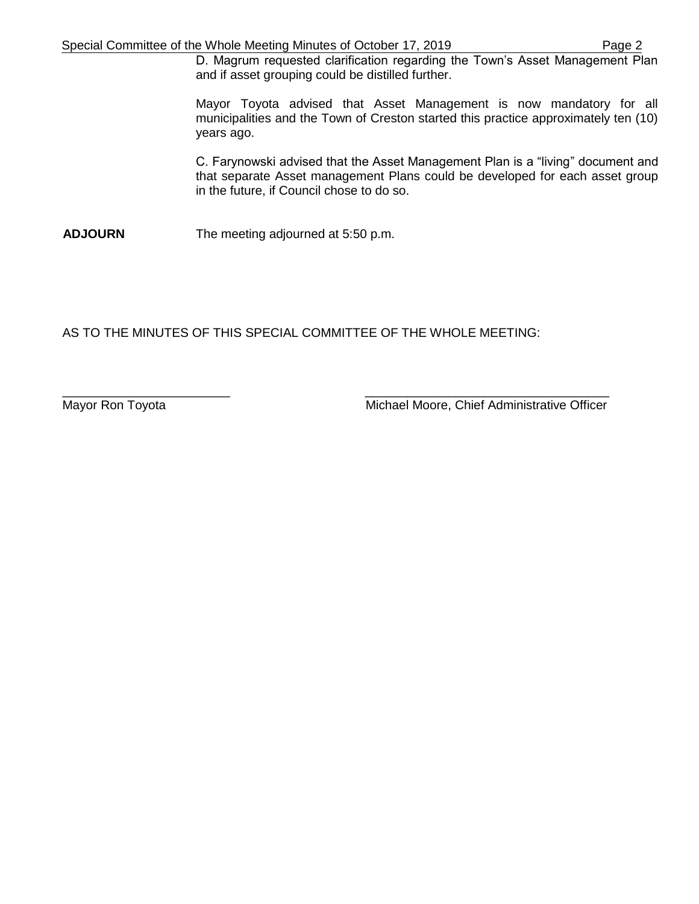D. Magrum requested clarification regarding the Town's Asset Management Plan and if asset grouping could be distilled further.

Mayor Toyota advised that Asset Management is now mandatory for all municipalities and the Town of Creston started this practice approximately ten (10) years ago.

C. Farynowski advised that the Asset Management Plan is a "living" document and that separate Asset management Plans could be developed for each asset group in the future, if Council chose to do so.

**ADJOURN** The meeting adjourned at 5:50 p.m.

AS TO THE MINUTES OF THIS SPECIAL COMMITTEE OF THE WHOLE MEETING:

\_\_\_\_\_\_\_\_\_\_\_\_\_\_\_\_\_\_\_\_\_\_\_\_\_\_\_\_
Mayor Ron Toyota

\_\_\_\_\_\_\_\_\_\_\_\_\_\_\_\_\_\_\_\_\_\_\_\_\_\_\_\_\_\_\_\_\_\_\_\_\_\_
Michael Moore, Chief Administrative Officer